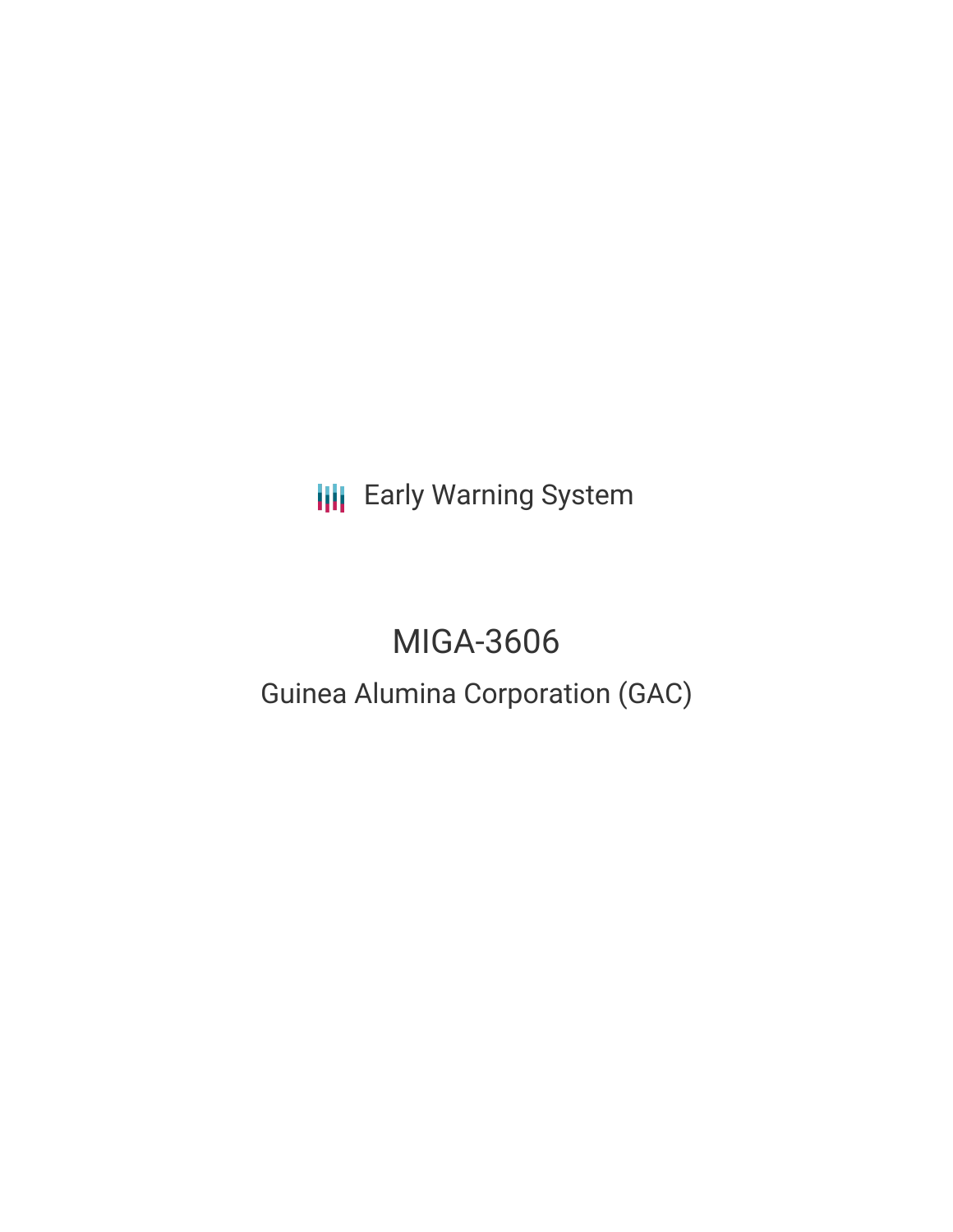Early Warning System

# MIGA-3606

## Guinea Alumina Corporation (GAC)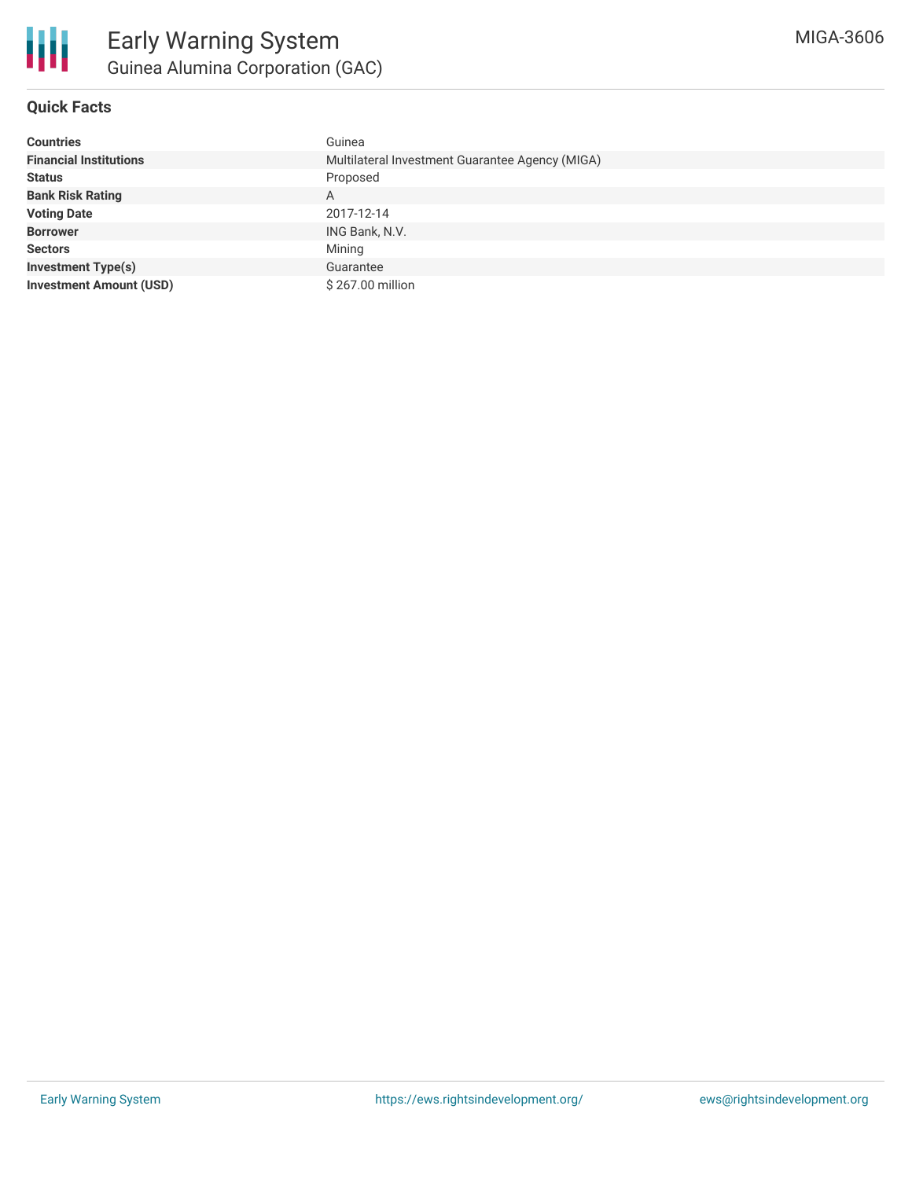# Early Warning System

## Guinea Alumina Corporation (GAC)

MIGA-3606

### Quick Facts

| | |
|---|---|
| **Countries** | Guinea |
| **Financial Institutions** | Multilateral Investment Guarantee Agency (MIGA) |
| **Status** | Proposed |
| **Bank Risk Rating** | A |
| **Voting Date** | 2017-12-14 |
| **Borrower** | ING Bank, N.V. |
| **Sectors** | Mining |
| **Investment Type(s)** | Guarantee |
| **Investment Amount (USD)** | $ 267.00 million |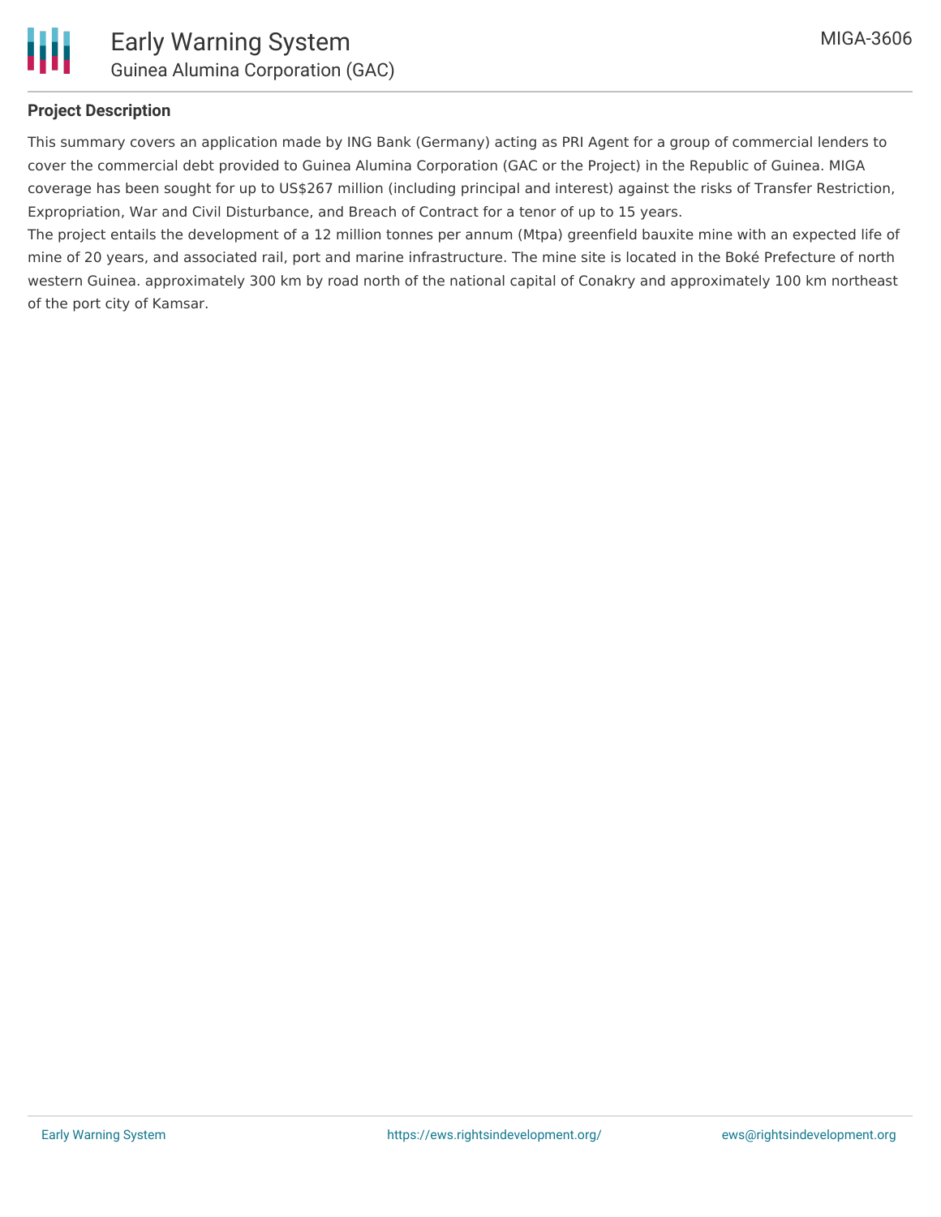### Project Description

This summary covers an application made by ING Bank (Germany) acting as PRI Agent for a group of commercial lenders to cover the commercial debt provided to Guinea Alumina Corporation (GAC or the Project) in the Republic of Guinea. MIGA coverage has been sought for up to US$267 million (including principal and interest) against the risks of Transfer Restriction, Expropriation, War and Civil Disturbance, and Breach of Contract for a tenor of up to 15 years.

The project entails the development of a 12 million tonnes per annum (Mtpa) greenfield bauxite mine with an expected life of mine of 20 years, and associated rail, port and marine infrastructure. The mine site is located in the Boké Prefecture of north western Guinea. approximately 300 km by road north of the national capital of Conakry and approximately 100 km northeast of the port city of Kamsar.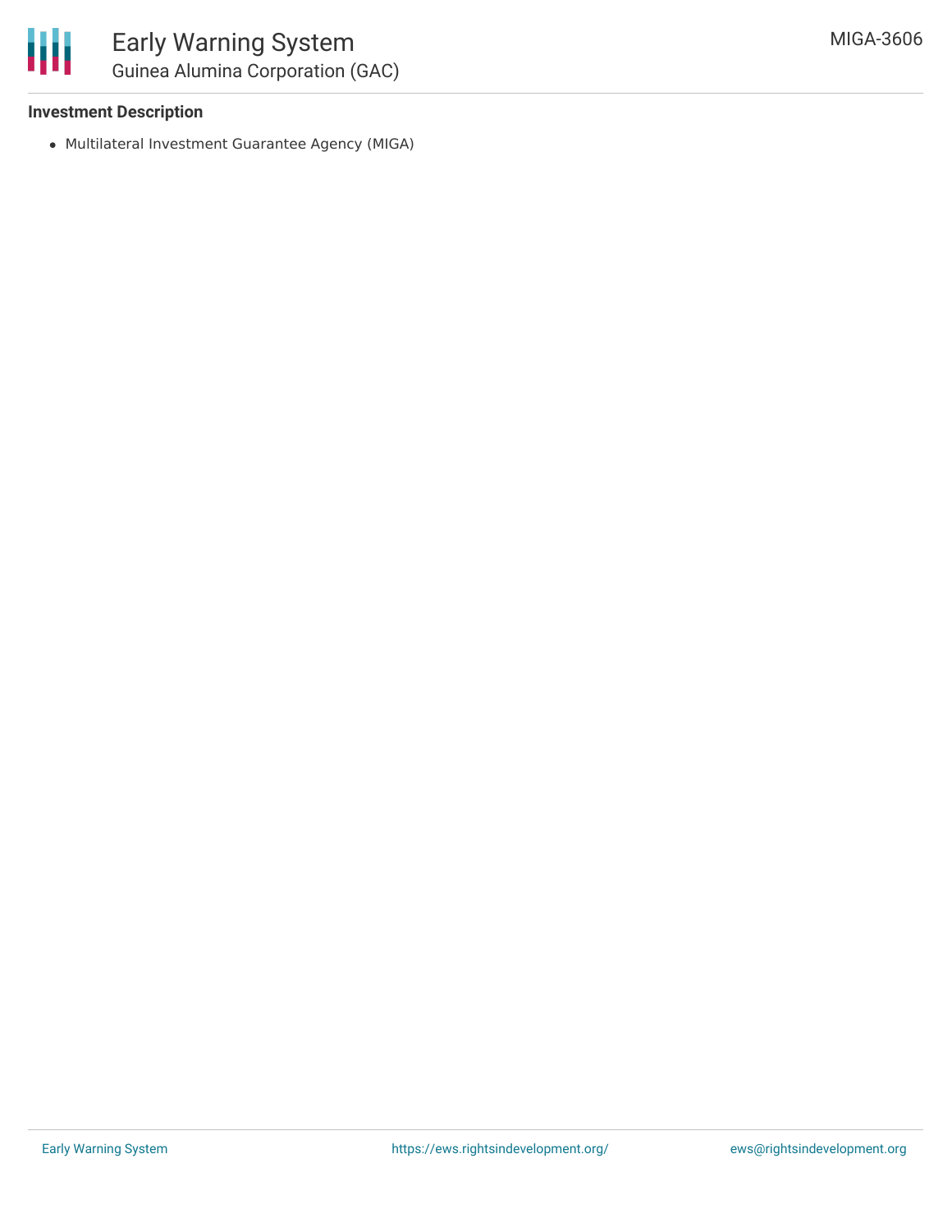**Investment Description**

- Multilateral Investment Guarantee Agency (MIGA)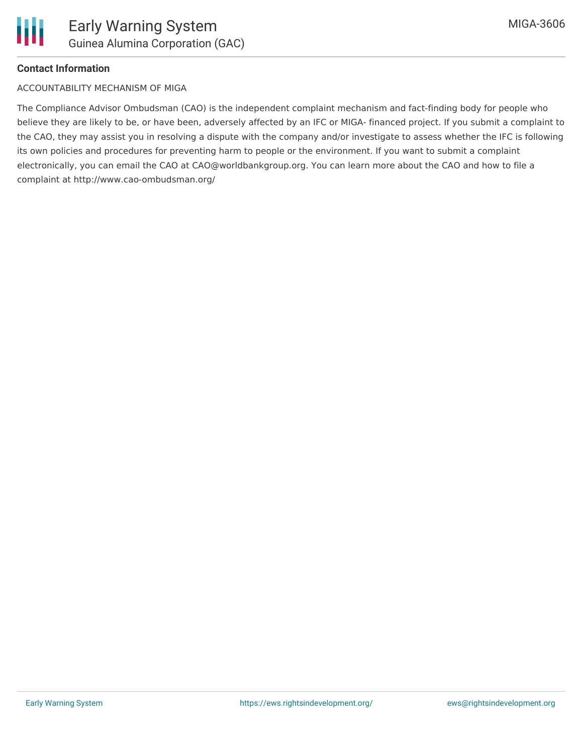**Contact Information**

ACCOUNTABILITY MECHANISM OF MIGA

The Compliance Advisor Ombudsman (CAO) is the independent complaint mechanism and fact-finding body for people who believe they are likely to be, or have been, adversely affected by an IFC or MIGA- financed project. If you submit a complaint to the CAO, they may assist you in resolving a dispute with the company and/or investigate to assess whether the IFC is following its own policies and procedures for preventing harm to people or the environment. If you want to submit a complaint electronically, you can email the CAO at CAO@worldbankgroup.org. You can learn more about the CAO and how to file a complaint at http://www.cao-ombudsman.org/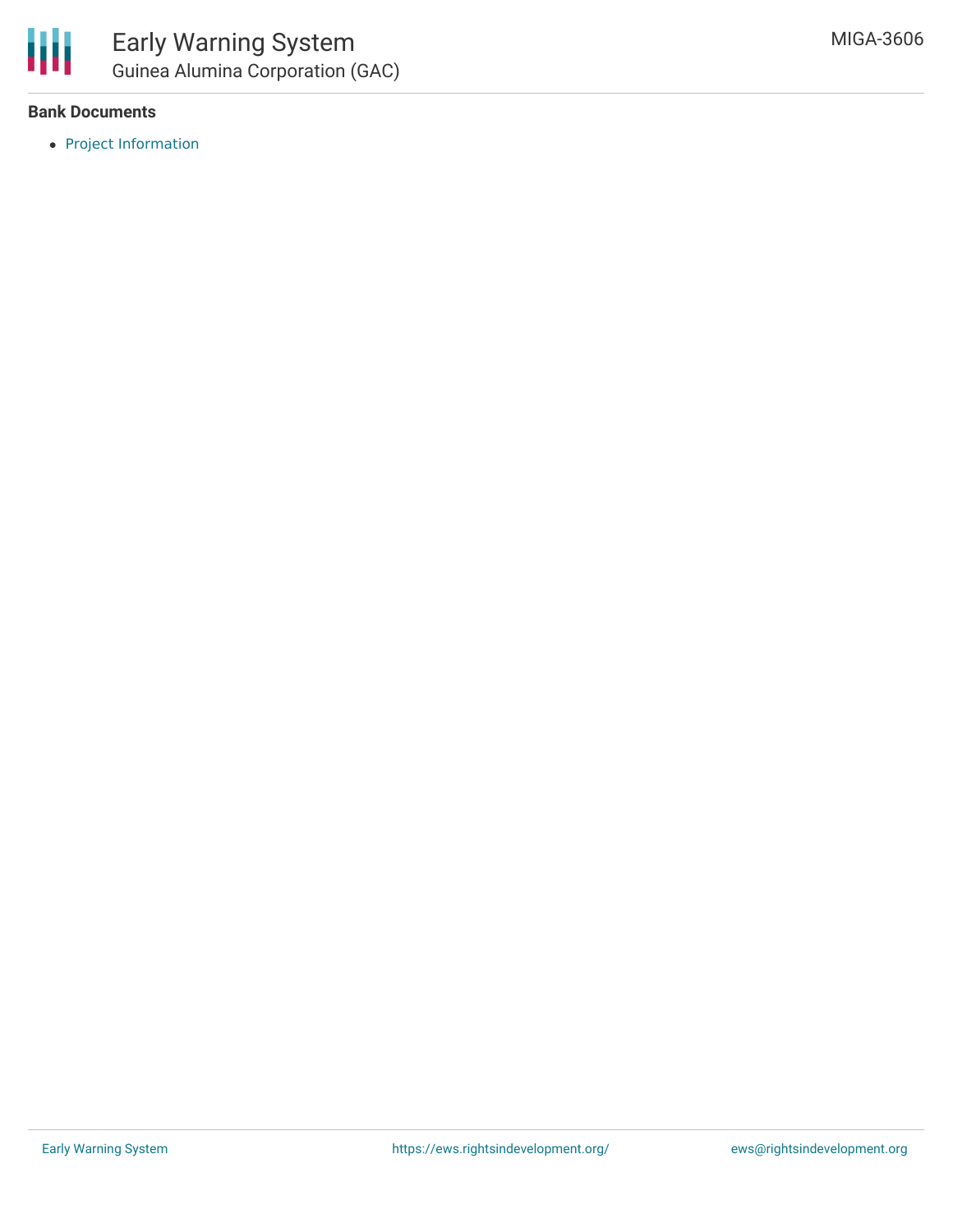**Bank Documents**

- Project Information